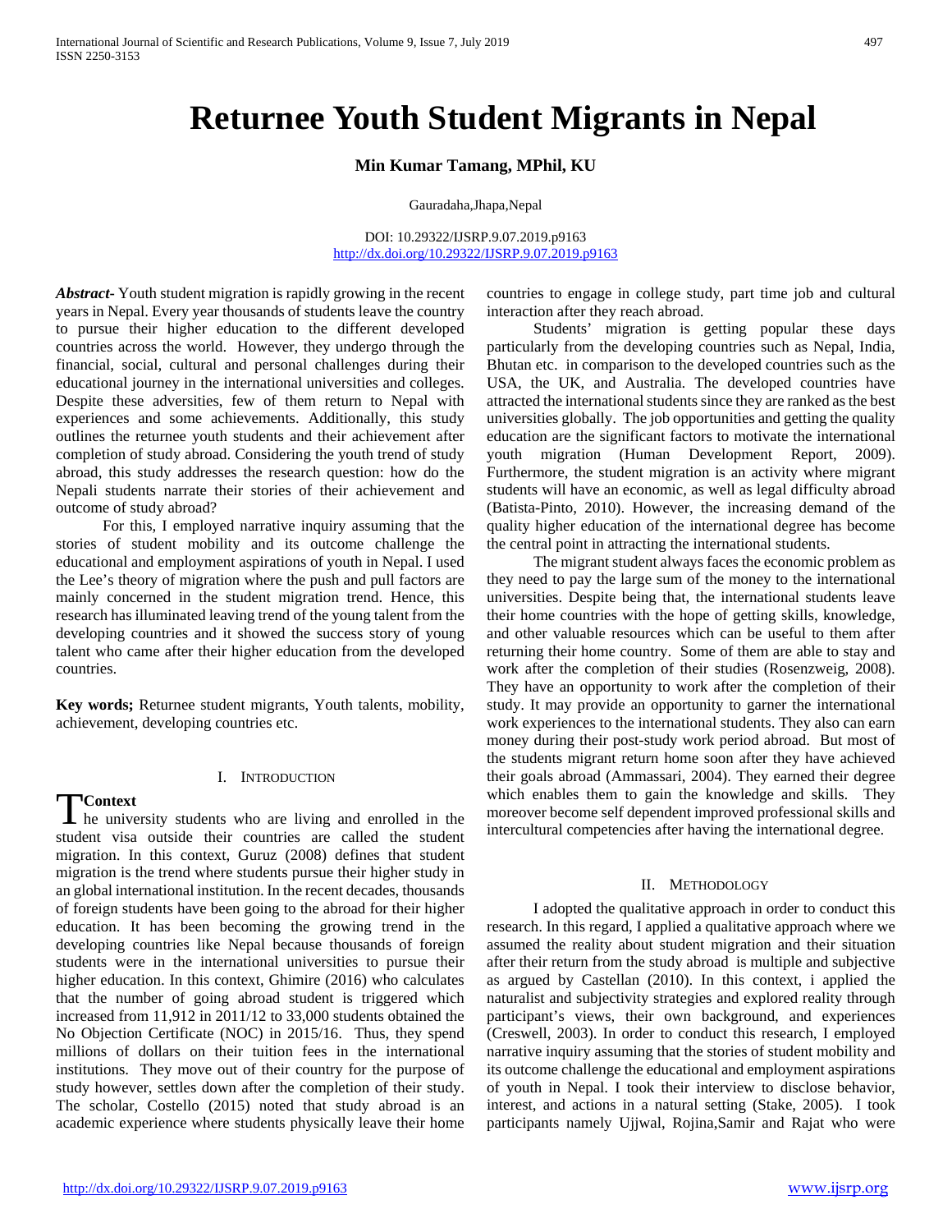# Returnee Youth Student Migrants in Nepal

**Min Kumar Tamang, MPhil, KU**

Gauradaha,Jhapa,Nepal

DOI: 10.29322/IJSRP.9.07.2019.p9163
http://dx.doi.org/10.29322/IJSRP.9.07.2019.p9163

***Abstract***- Youth student migration is rapidly growing in the recent years in Nepal. Every year thousands of students leave the country to pursue their higher education to the different developed countries across the world. However, they undergo through the financial, social, cultural and personal challenges during their educational journey in the international universities and colleges. Despite these adversities, few of them return to Nepal with experiences and some achievements. Additionally, this study outlines the returnee youth students and their achievement after completion of study abroad. Considering the youth trend of study abroad, this study addresses the research question: how do the Nepali students narrate their stories of their achievement and outcome of study abroad?

For this, I employed narrative inquiry assuming that the stories of student mobility and its outcome challenge the educational and employment aspirations of youth in Nepal. I used the Lee's theory of migration where the push and pull factors are mainly concerned in the student migration trend. Hence, this research has illuminated leaving trend of the young talent from the developing countries and it showed the success story of young talent who came after their higher education from the developed countries.

**Key words;** Returnee student migrants, Youth talents, mobility, achievement, developing countries etc.

## I. Introduction

**TContext**

The university students who are living and enrolled in the student visa outside their countries are called the student migration. In this context, Guruz (2008) defines that student migration is the trend where students pursue their higher study in an global international institution. In the recent decades, thousands of foreign students have been going to the abroad for their higher education. It has been becoming the growing trend in the developing countries like Nepal because thousands of foreign students were in the international universities to pursue their higher education. In this context, Ghimire (2016) who calculates that the number of going abroad student is triggered which increased from 11,912 in 2011/12 to 33,000 students obtained the No Objection Certificate (NOC) in 2015/16. Thus, they spend millions of dollars on their tuition fees in the international institutions. They move out of their country for the purpose of study however, settles down after the completion of their study. The scholar, Costello (2015) noted that study abroad is an academic experience where students physically leave their home countries to engage in college study, part time job and cultural interaction after they reach abroad.

Students' migration is getting popular these days particularly from the developing countries such as Nepal, India, Bhutan etc. in comparison to the developed countries such as the USA, the UK, and Australia. The developed countries have attracted the international students since they are ranked as the best universities globally. The job opportunities and getting the quality education are the significant factors to motivate the international youth migration (Human Development Report, 2009). Furthermore, the student migration is an activity where migrant students will have an economic, as well as legal difficulty abroad (Batista-Pinto, 2010). However, the increasing demand of the quality higher education of the international degree has become the central point in attracting the international students.

The migrant student always faces the economic problem as they need to pay the large sum of the money to the international universities. Despite being that, the international students leave their home countries with the hope of getting skills, knowledge, and other valuable resources which can be useful to them after returning their home country. Some of them are able to stay and work after the completion of their studies (Rosenzweig, 2008). They have an opportunity to work after the completion of their study. It may provide an opportunity to garner the international work experiences to the international students. They also can earn money during their post-study work period abroad. But most of the students migrant return home soon after they have achieved their goals abroad (Ammassari, 2004). They earned their degree which enables them to gain the knowledge and skills. They moreover become self dependent improved professional skills and intercultural competencies after having the international degree.

## II. Methodology

I adopted the qualitative approach in order to conduct this research. In this regard, I applied a qualitative approach where we assumed the reality about student migration and their situation after their return from the study abroad is multiple and subjective as argued by Castellan (2010). In this context, i applied the naturalist and subjectivity strategies and explored reality through participant's views, their own background, and experiences (Creswell, 2003). In order to conduct this research, I employed narrative inquiry assuming that the stories of student mobility and its outcome challenge the educational and employment aspirations of youth in Nepal. I took their interview to disclose behavior, interest, and actions in a natural setting (Stake, 2005). I took participants namely Ujjwal, Rojina,Samir and Rajat who were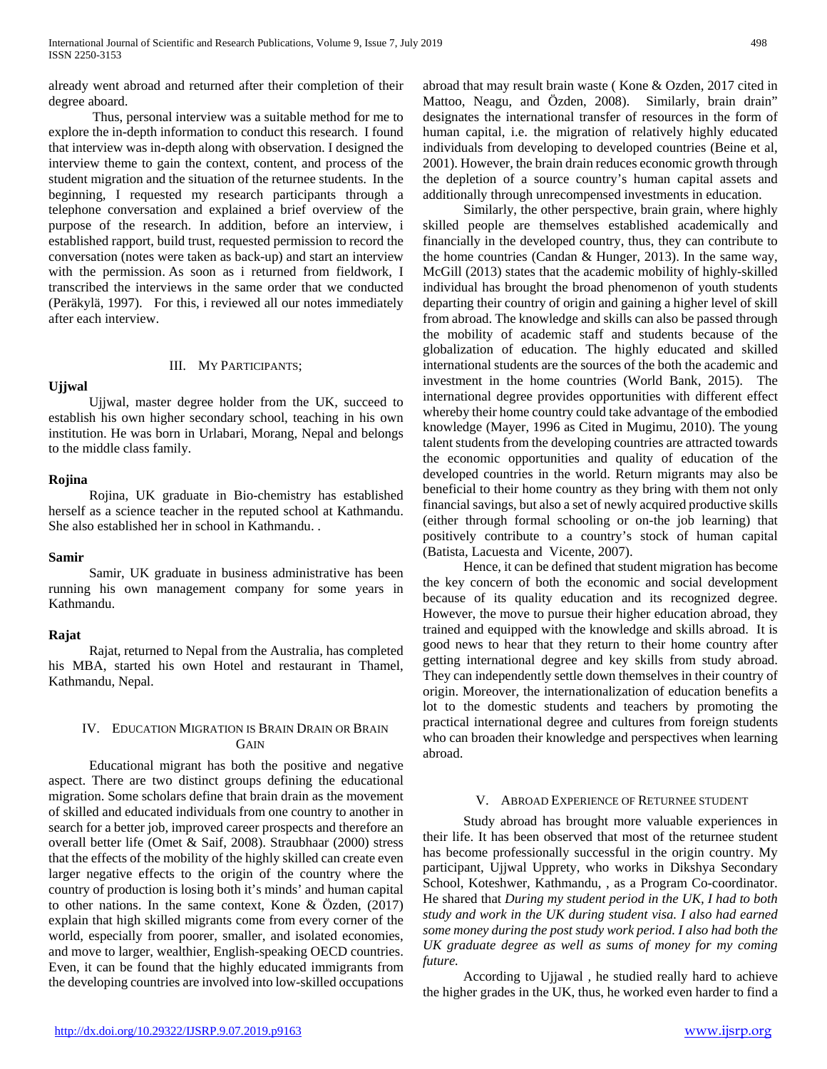already went abroad and returned after their completion of their degree aboard.

Thus, personal interview was a suitable method for me to explore the in-depth information to conduct this research. I found that interview was in-depth along with observation. I designed the interview theme to gain the context, content, and process of the student migration and the situation of the returnee students. In the beginning, I requested my research participants through a telephone conversation and explained a brief overview of the purpose of the research. In addition, before an interview, i established rapport, build trust, requested permission to record the conversation (notes were taken as back-up) and start an interview with the permission. As soon as i returned from fieldwork, I transcribed the interviews in the same order that we conducted (Peräkylä, 1997). For this, i reviewed all our notes immediately after each interview.

## III. My Participants;

**Ujjwal**

Ujjwal, master degree holder from the UK, succeed to establish his own higher secondary school, teaching in his own institution. He was born in Urlabari, Morang, Nepal and belongs to the middle class family.

**Rojina**

Rojina, UK graduate in Bio-chemistry has established herself as a science teacher in the reputed school at Kathmandu. She also established her in school in Kathmandu. .

**Samir**

Samir, UK graduate in business administrative has been running his own management company for some years in Kathmandu.

**Rajat**

Rajat, returned to Nepal from the Australia, has completed his MBA, started his own Hotel and restaurant in Thamel, Kathmandu, Nepal.

## IV. Education Migration is Brain Drain or Brain Gain

Educational migrant has both the positive and negative aspect. There are two distinct groups defining the educational migration. Some scholars define that brain drain as the movement of skilled and educated individuals from one country to another in search for a better job, improved career prospects and therefore an overall better life (Omet & Saif, 2008). Straubhaar (2000) stress that the effects of the mobility of the highly skilled can create even larger negative effects to the origin of the country where the country of production is losing both it's minds' and human capital to other nations. In the same context, Kone & Özden, (2017) explain that high skilled migrants come from every corner of the world, especially from poorer, smaller, and isolated economies, and move to larger, wealthier, English-speaking OECD countries. Even, it can be found that the highly educated immigrants from the developing countries are involved into low-skilled occupations abroad that may result brain waste ( Kone & Ozden, 2017 cited in Mattoo, Neagu, and Özden, 2008). Similarly, brain drain" designates the international transfer of resources in the form of human capital, i.e. the migration of relatively highly educated individuals from developing to developed countries (Beine et al, 2001). However, the brain drain reduces economic growth through the depletion of a source country's human capital assets and additionally through unrecompensed investments in education.

Similarly, the other perspective, brain grain, where highly skilled people are themselves established academically and financially in the developed country, thus, they can contribute to the home countries (Candan & Hunger, 2013). In the same way, McGill (2013) states that the academic mobility of highly-skilled individual has brought the broad phenomenon of youth students departing their country of origin and gaining a higher level of skill from abroad. The knowledge and skills can also be passed through the mobility of academic staff and students because of the globalization of education. The highly educated and skilled international students are the sources of the both the academic and investment in the home countries (World Bank, 2015). The international degree provides opportunities with different effect whereby their home country could take advantage of the embodied knowledge (Mayer, 1996 as Cited in Mugimu, 2010). The young talent students from the developing countries are attracted towards the economic opportunities and quality of education of the developed countries in the world. Return migrants may also be beneficial to their home country as they bring with them not only financial savings, but also a set of newly acquired productive skills (either through formal schooling or on-the job learning) that positively contribute to a country's stock of human capital (Batista, Lacuesta and Vicente, 2007).

Hence, it can be defined that student migration has become the key concern of both the economic and social development because of its quality education and its recognized degree. However, the move to pursue their higher education abroad, they trained and equipped with the knowledge and skills abroad. It is good news to hear that they return to their home country after getting international degree and key skills from study abroad. They can independently settle down themselves in their country of origin. Moreover, the internationalization of education benefits a lot to the domestic students and teachers by promoting the practical international degree and cultures from foreign students who can broaden their knowledge and perspectives when learning abroad.

## V. Abroad Experience of Returnee Student

Study abroad has brought more valuable experiences in their life. It has been observed that most of the returnee student has become professionally successful in the origin country. My participant, Ujjwal Upprety, who works in Dikshya Secondary School, Koteshwer, Kathmandu, , as a Program Co-coordinator. He shared that *During my student period in the UK, I had to both study and work in the UK during student visa. I also had earned some money during the post study work period. I also had both the UK graduate degree as well as sums of money for my coming future.*

According to Ujjawal , he studied really hard to achieve the higher grades in the UK, thus, he worked even harder to find a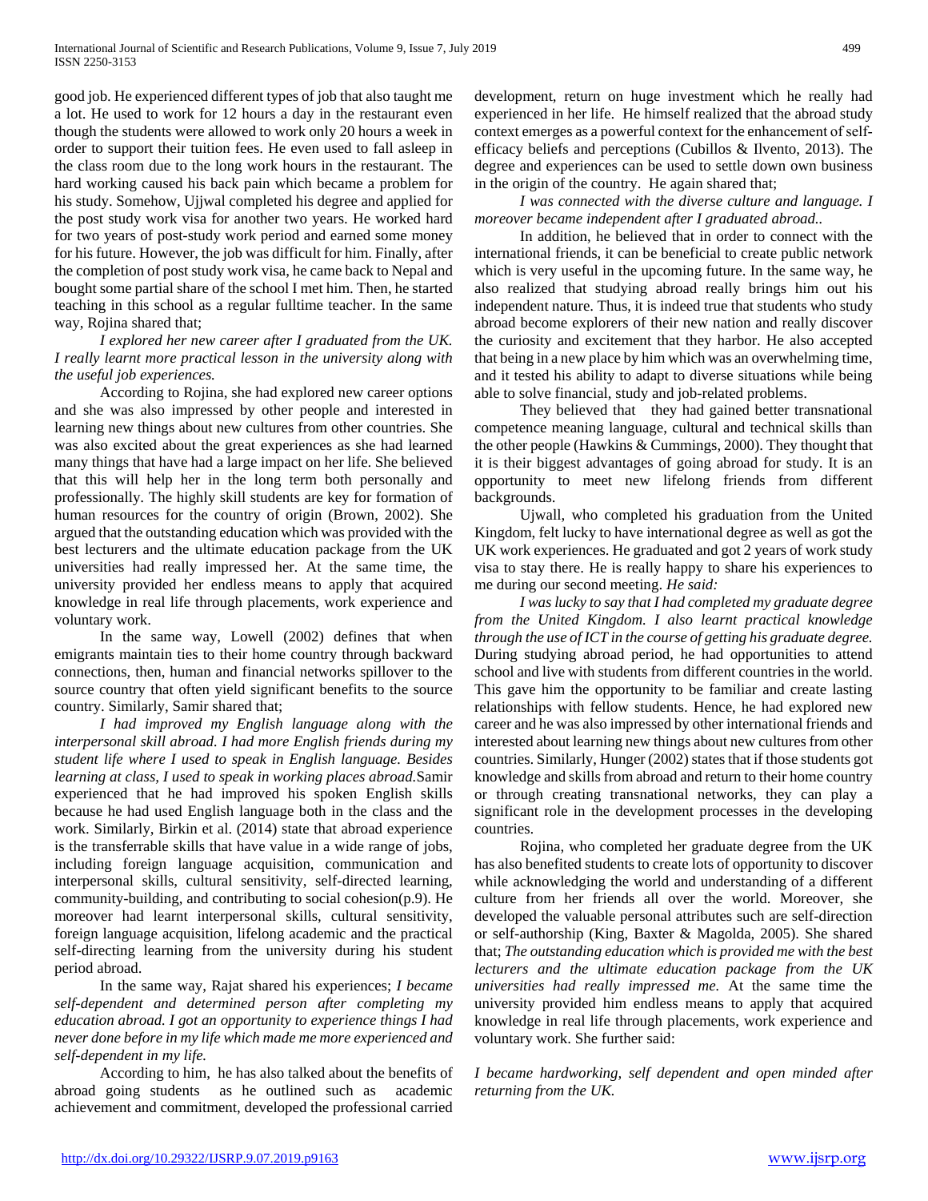good job. He experienced different types of job that also taught me a lot. He used to work for 12 hours a day in the restaurant even though the students were allowed to work only 20 hours a week in order to support their tuition fees. He even used to fall asleep in the class room due to the long work hours in the restaurant. The hard working caused his back pain which became a problem for his study. Somehow, Ujjwal completed his degree and applied for the post study work visa for another two years. He worked hard for two years of post-study work period and earned some money for his future. However, the job was difficult for him. Finally, after the completion of post study work visa, he came back to Nepal and bought some partial share of the school I met him. Then, he started teaching in this school as a regular fulltime teacher. In the same way, Rojina shared that;

*I explored her new career after I graduated from the UK. I really learnt more practical lesson in the university along with the useful job experiences.*

According to Rojina, she had explored new career options and she was also impressed by other people and interested in learning new things about new cultures from other countries. She was also excited about the great experiences as she had learned many things that have had a large impact on her life. She believed that this will help her in the long term both personally and professionally. The highly skill students are key for formation of human resources for the country of origin (Brown, 2002). She argued that the outstanding education which was provided with the best lecturers and the ultimate education package from the UK universities had really impressed her. At the same time, the university provided her endless means to apply that acquired knowledge in real life through placements, work experience and voluntary work.

In the same way, Lowell (2002) defines that when emigrants maintain ties to their home country through backward connections, then, human and financial networks spillover to the source country that often yield significant benefits to the source country. Similarly, Samir shared that;

*I had improved my English language along with the interpersonal skill abroad. I had more English friends during my student life where I used to speak in English language. Besides learning at class, I used to speak in working places abroad.*Samir experienced that he had improved his spoken English skills because he had used English language both in the class and the work. Similarly, Birkin et al. (2014) state that abroad experience is the transferrable skills that have value in a wide range of jobs, including foreign language acquisition, communication and interpersonal skills, cultural sensitivity, self-directed learning, community-building, and contributing to social cohesion(p.9). He moreover had learnt interpersonal skills, cultural sensitivity, foreign language acquisition, lifelong academic and the practical self-directing learning from the university during his student period abroad.

In the same way, Rajat shared his experiences; *I became self-dependent and determined person after completing my education abroad. I got an opportunity to experience things I had never done before in my life which made me more experienced and self-dependent in my life.*

According to him, he has also talked about the benefits of abroad going students as he outlined such as academic achievement and commitment, developed the professional carried development, return on huge investment which he really had experienced in her life. He himself realized that the abroad study context emerges as a powerful context for the enhancement of self-efficacy beliefs and perceptions (Cubillos & Ilvento, 2013). The degree and experiences can be used to settle down own business in the origin of the country. He again shared that;

*I was connected with the diverse culture and language. I moreover became independent after I graduated abroad..*

In addition, he believed that in order to connect with the international friends, it can be beneficial to create public network which is very useful in the upcoming future. In the same way, he also realized that studying abroad really brings him out his independent nature. Thus, it is indeed true that students who study abroad become explorers of their new nation and really discover the curiosity and excitement that they harbor. He also accepted that being in a new place by him which was an overwhelming time, and it tested his ability to adapt to diverse situations while being able to solve financial, study and job-related problems.

They believed that they had gained better transnational competence meaning language, cultural and technical skills than the other people (Hawkins & Cummings, 2000). They thought that it is their biggest advantages of going abroad for study. It is an opportunity to meet new lifelong friends from different backgrounds.

Ujwall, who completed his graduation from the United Kingdom, felt lucky to have international degree as well as got the UK work experiences. He graduated and got 2 years of work study visa to stay there. He is really happy to share his experiences to me during our second meeting. *He said:*

*I was lucky to say that I had completed my graduate degree from the United Kingdom. I also learnt practical knowledge through the use of ICT in the course of getting his graduate degree.* During studying abroad period, he had opportunities to attend school and live with students from different countries in the world. This gave him the opportunity to be familiar and create lasting relationships with fellow students. Hence, he had explored new career and he was also impressed by other international friends and interested about learning new things about new cultures from other countries. Similarly, Hunger (2002) states that if those students got knowledge and skills from abroad and return to their home country or through creating transnational networks, they can play a significant role in the development processes in the developing countries.

Rojina, who completed her graduate degree from the UK has also benefited students to create lots of opportunity to discover while acknowledging the world and understanding of a different culture from her friends all over the world. Moreover, she developed the valuable personal attributes such are self-direction or self-authorship (King, Baxter & Magolda, 2005). She shared that; *The outstanding education which is provided me with the best lecturers and the ultimate education package from the UK universities had really impressed me.* At the same time the university provided him endless means to apply that acquired knowledge in real life through placements, work experience and voluntary work. She further said:

*I became hardworking, self dependent and open minded after returning from the UK.*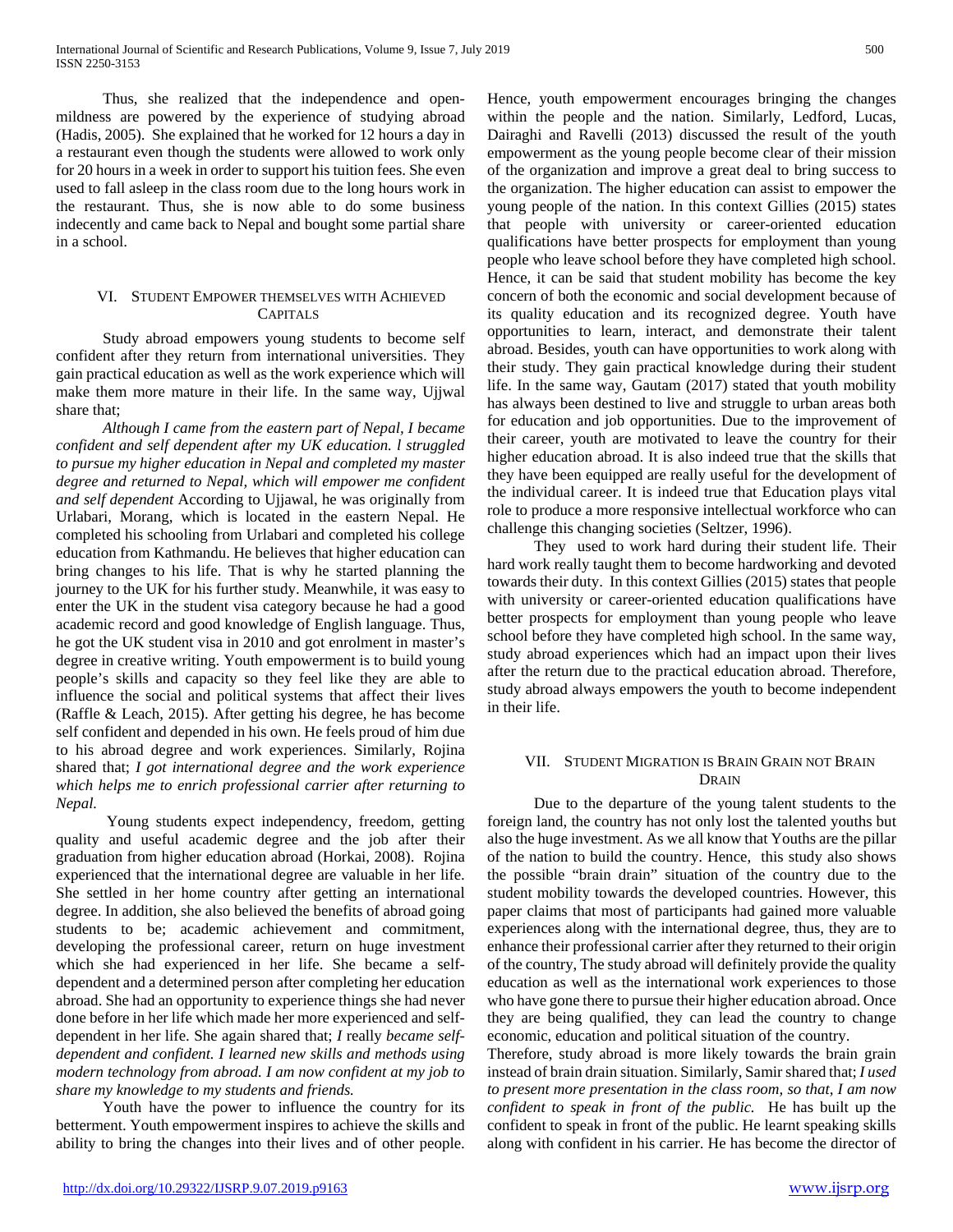Thus, she realized that the independence and open-mildness are powered by the experience of studying abroad (Hadis, 2005). She explained that he worked for 12 hours a day in a restaurant even though the students were allowed to work only for 20 hours in a week in order to support his tuition fees. She even used to fall asleep in the class room due to the long hours work in the restaurant. Thus, she is now able to do some business indecently and came back to Nepal and bought some partial share in a school.

## VI. Student Empower themselves with Achieved Capitals

Study abroad empowers young students to become self confident after they return from international universities. They gain practical education as well as the work experience which will make them more mature in their life. In the same way, Ujjwal share that;

*Although I came from the eastern part of Nepal, I became confident and self dependent after my UK education. l struggled to pursue my higher education in Nepal and completed my master degree and returned to Nepal, which will empower me confident and self dependent* According to Ujjawal, he was originally from Urlabari, Morang, which is located in the eastern Nepal. He completed his schooling from Urlabari and completed his college education from Kathmandu. He believes that higher education can bring changes to his life. That is why he started planning the journey to the UK for his further study. Meanwhile, it was easy to enter the UK in the student visa category because he had a good academic record and good knowledge of English language. Thus, he got the UK student visa in 2010 and got enrolment in master's degree in creative writing. Youth empowerment is to build young people's skills and capacity so they feel like they are able to influence the social and political systems that affect their lives (Raffle & Leach, 2015). After getting his degree, he has become self confident and depended in his own. He feels proud of him due to his abroad degree and work experiences. Similarly, Rojina shared that; *I got international degree and the work experience which helps me to enrich professional carrier after returning to Nepal.*

Young students expect independency, freedom, getting quality and useful academic degree and the job after their graduation from higher education abroad (Horkai, 2008). Rojina experienced that the international degree are valuable in her life. She settled in her home country after getting an international degree. In addition, she also believed the benefits of abroad going students to be; academic achievement and commitment, developing the professional career, return on huge investment which she had experienced in her life. She became a self-dependent and a determined person after completing her education abroad. She had an opportunity to experience things she had never done before in her life which made her more experienced and self-dependent in her life. She again shared that; *I* really *became self-dependent and confident. I learned new skills and methods using modern technology from abroad. I am now confident at my job to share my knowledge to my students and friends.*

Youth have the power to influence the country for its betterment. Youth empowerment inspires to achieve the skills and ability to bring the changes into their lives and of other people. Hence, youth empowerment encourages bringing the changes within the people and the nation. Similarly, Ledford, Lucas, Dairaghi and Ravelli (2013) discussed the result of the youth empowerment as the young people become clear of their mission of the organization and improve a great deal to bring success to the organization. The higher education can assist to empower the young people of the nation. In this context Gillies (2015) states that people with university or career-oriented education qualifications have better prospects for employment than young people who leave school before they have completed high school. Hence, it can be said that student mobility has become the key concern of both the economic and social development because of its quality education and its recognized degree. Youth have opportunities to learn, interact, and demonstrate their talent abroad. Besides, youth can have opportunities to work along with their study. They gain practical knowledge during their student life. In the same way, Gautam (2017) stated that youth mobility has always been destined to live and struggle to urban areas both for education and job opportunities. Due to the improvement of their career, youth are motivated to leave the country for their higher education abroad. It is also indeed true that the skills that they have been equipped are really useful for the development of the individual career. It is indeed true that Education plays vital role to produce a more responsive intellectual workforce who can challenge this changing societies (Seltzer, 1996).

They used to work hard during their student life. Their hard work really taught them to become hardworking and devoted towards their duty. In this context Gillies (2015) states that people with university or career-oriented education qualifications have better prospects for employment than young people who leave school before they have completed high school. In the same way, study abroad experiences which had an impact upon their lives after the return due to the practical education abroad. Therefore, study abroad always empowers the youth to become independent in their life.

## VII. Student Migration is Brain Grain not Brain Drain

Due to the departure of the young talent students to the foreign land, the country has not only lost the talented youths but also the huge investment. As we all know that Youths are the pillar of the nation to build the country. Hence, this study also shows the possible "brain drain" situation of the country due to the student mobility towards the developed countries. However, this paper claims that most of participants had gained more valuable experiences along with the international degree, thus, they are to enhance their professional carrier after they returned to their origin of the country, The study abroad will definitely provide the quality education as well as the international work experiences to those who have gone there to pursue their higher education abroad. Once they are being qualified, they can lead the country to change economic, education and political situation of the country.

Therefore, study abroad is more likely towards the brain grain instead of brain drain situation. Similarly, Samir shared that; *I used to present more presentation in the class room, so that, I am now confident to speak in front of the public.* He has built up the confident to speak in front of the public. He learnt speaking skills along with confident in his carrier. He has become the director of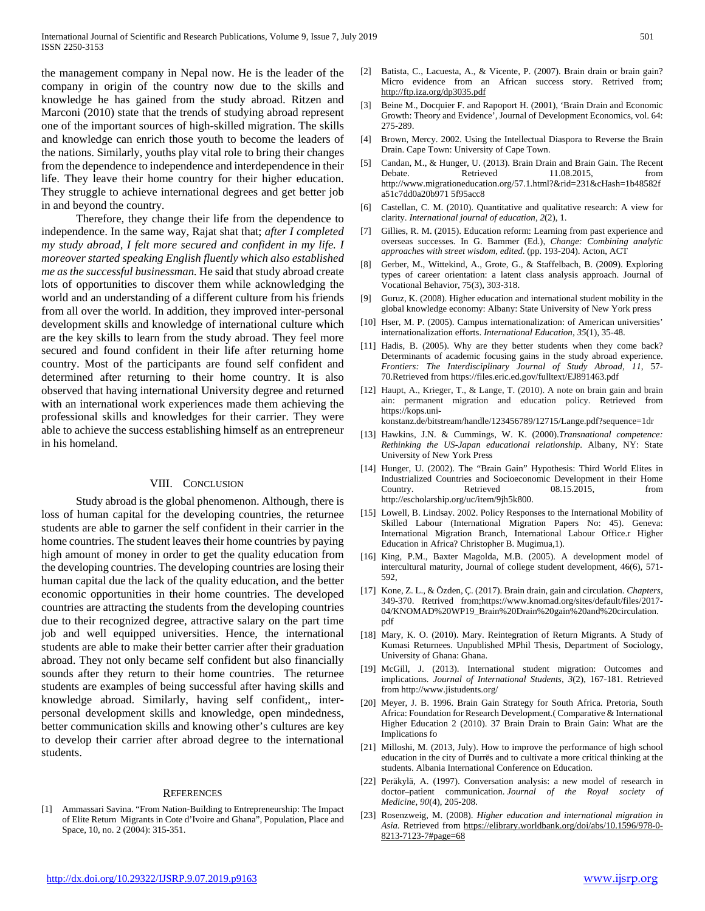the management company in Nepal now. He is the leader of the company in origin of the country now due to the skills and knowledge he has gained from the study abroad. Ritzen and Marconi (2010) state that the trends of studying abroad represent one of the important sources of high-skilled migration. The skills and knowledge can enrich those youth to become the leaders of the nations. Similarly, youths play vital role to bring their changes from the dependence to independence and interdependence in their life. They leave their home country for their higher education. They struggle to achieve international degrees and get better job in and beyond the country.

Therefore, they change their life from the dependence to independence. In the same way, Rajat shat that; *after I completed my study abroad, I felt more secured and confident in my life. I moreover started speaking English fluently which also established me as the successful businessman.* He said that study abroad create lots of opportunities to discover them while acknowledging the world and an understanding of a different culture from his friends from all over the world. In addition, they improved inter-personal development skills and knowledge of international culture which are the key skills to learn from the study abroad. They feel more secured and found confident in their life after returning home country. Most of the participants are found self confident and determined after returning to their home country. It is also observed that having international University degree and returned with an international work experiences made them achieving the professional skills and knowledges for their carrier. They were able to achieve the success establishing himself as an entrepreneur in his homeland.

## VIII. Conclusion

Study abroad is the global phenomenon. Although, there is loss of human capital for the developing countries, the returnee students are able to garner the self confident in their carrier in the home countries. The student leaves their home countries by paying high amount of money in order to get the quality education from the developing countries. The developing countries are losing their human capital due the lack of the quality education, and the better economic opportunities in their home countries. The developed countries are attracting the students from the developing countries due to their recognized degree, attractive salary on the part time job and well equipped universities. Hence, the international students are able to make their better carrier after their graduation abroad. They not only became self confident but also financially sounds after they return to their home countries. The returnee students are examples of being successful after having skills and knowledge abroad. Similarly, having self confident,, inter-personal development skills and knowledge, open mindedness, better communication skills and knowing other's cultures are key to develop their carrier after abroad degree to the international students.

## References

[1] Ammassari Savina. "From Nation-Building to Entrepreneurship: The Impact of Elite Return Migrants in Cote d'Ivoire and Ghana", Population, Place and Space, 10, no. 2 (2004): 315-351.

[2] Batista, C., Lacuesta, A., & Vicente, P. (2007). Brain drain or brain gain? Micro evidence from an African success story. Retrived from; http://ftp.iza.org/dp3035.pdf

[3] Beine M., Docquier F. and Rapoport H. (2001), 'Brain Drain and Economic Growth: Theory and Evidence', Journal of Development Economics, vol. 64: 275-289.

[4] Brown, Mercy. 2002. Using the Intellectual Diaspora to Reverse the Brain Drain. Cape Town: University of Cape Town.

[5] Candan, M., & Hunger, U. (2013). Brain Drain and Brain Gain. The Recent Debate. Retrieved 11.08.2015, from http://www.migrationeducation.org/57.1.html?&rid=231&cHash=1b48582fa51c7dd0a20b971 5f95acc8

[6] Castellan, C. M. (2010). Quantitative and qualitative research: A view for clarity. *International journal of education*, *2*(2), 1.

[7] Gillies, R. M. (2015). Education reform: Learning from past experience and overseas successes. In G. Bammer (Ed.), *Change: Combining analytic approaches with street wisdom, edited*. (pp. 193-204). Acton, ACT

[8] Gerber, M., Wittekind, A., Grote, G., & Staffelbach, B. (2009). Exploring types of career orientation: a latent class analysis approach. Journal of Vocational Behavior, 75(3), 303-318.

[9] Guruz, K. (2008). Higher education and international student mobility in the global knowledge economy: Albany: State University of New York press

[10] Hser, M. P. (2005). Campus internationalization: of American universities' internationalization efforts. *International Education*, *35*(1), 35-48.

[11] Hadis, B. (2005). Why are they better students when they come back? Determinants of academic focusing gains in the study abroad experience. *Frontiers: The Interdisciplinary Journal of Study Abroad*, *11*, 57-70.Retrieved from https://files.eric.ed.gov/fulltext/EJ891463.pdf

[12] Haupt, A., Krieger, T., & Lange, T. (2010). A note on brain gain and brain ain: permanent migration and education policy. Retrieved from https://kops.uni-konstanz.de/bitstream/handle/123456789/12715/Lange.pdf?sequence=1dr

[13] Hawkins, J.N. & Cummings, W. K. (2000).*Transnational competence: Rethinking the US-Japan educational relationship.* Albany, NY: State University of New York Press

[14] Hunger, U. (2002). The "Brain Gain" Hypothesis: Third World Elites in Industrialized Countries and Socioeconomic Development in their Home Country. Retrieved 08.15.2015, from http://escholarship.org/uc/item/9jh5k800.

[15] Lowell, B. Lindsay. 2002. Policy Responses to the International Mobility of Skilled Labour (International Migration Papers No: 45). Geneva: International Migration Branch, International Labour Office.r Higher Education in Africa? Christopher B. Mugimua,1).

[16] King, P.M., Baxter Magolda, M.B. (2005). A development model of intercultural maturity, Journal of college student development, 46(6), 571-592,

[17] Kone, Z. L., & Özden, Ç. (2017). Brain drain, gain and circulation. *Chapters*, 349-370. Retrived from;https://www.knomad.org/sites/default/files/2017-04/KNOMAD%20WP19_Brain%20Drain%20gain%20and%20circulation.pdf

[18] Mary, K. O. (2010). Mary. Reintegration of Return Migrants. A Study of Kumasi Returnees. Unpublished MPhil Thesis, Department of Sociology, University of Ghana: Ghana.

[19] McGill, J. (2013). International student migration: Outcomes and implications. *Journal of International Students*, *3*(2), 167-181. Retrieved from http://www.jistudents.org/

[20] Meyer, J. B. 1996. Brain Gain Strategy for South Africa. Pretoria, South Africa: Foundation for Research Development.( Comparative & International Higher Education 2 (2010). 37 Brain Drain to Brain Gain: What are the Implications fo

[21] Milloshi, M. (2013, July). How to improve the performance of high school education in the city of Durrës and to cultivate a more critical thinking at the students. Albania International Conference on Education.

[22] Peräkylä, A. (1997). Conversation analysis: a new model of research in doctor–patient communication. *Journal of the Royal society of Medicine*, *90*(4), 205-208.

[23] Rosenzweig, M. (2008). *Higher education and international migration in Asia.* Retrieved from https://elibrary.worldbank.org/doi/abs/10.1596/978-0-8213-7123-7#page=68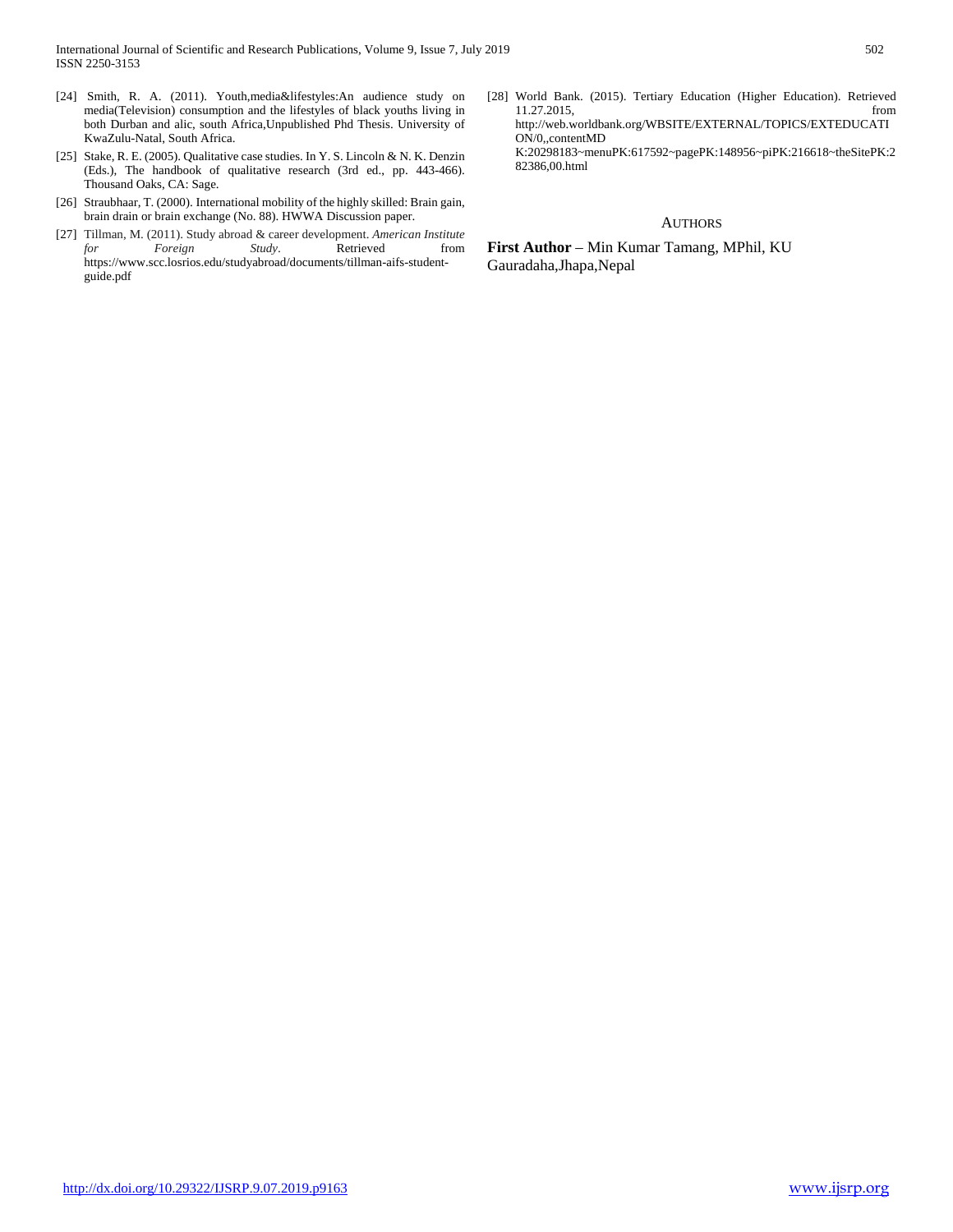[24] Smith, R. A. (2011). Youth,media&lifestyles:An audience study on media(Television) consumption and the lifestyles of black youths living in both Durban and alic, south Africa,Unpublished Phd Thesis. University of KwaZulu-Natal, South Africa.

[25] Stake, R. E. (2005). Qualitative case studies. In Y. S. Lincoln & N. K. Denzin (Eds.), The handbook of qualitative research (3rd ed., pp. 443-466). Thousand Oaks, CA: Sage.

[26] Straubhaar, T. (2000). International mobility of the highly skilled: Brain gain, brain drain or brain exchange (No. 88). HWWA Discussion paper.

[27] Tillman, M. (2011). Study abroad & career development. *American Institute for Foreign Study*. Retrieved from https://www.scc.losrios.edu/studyabroad/documents/tillman-aifs-student-guide.pdf

[28] World Bank. (2015). Tertiary Education (Higher Education). Retrieved 11.27.2015, from http://web.worldbank.org/WBSITE/EXTERNAL/TOPICS/EXTEDUCATION/0,,contentMDK:20298183~menuPK:617592~pagePK:148956~piPK:216618~theSitePK:282386,00.html

## AUTHORS

**First Author** – Min Kumar Tamang, MPhil, KU Gauradaha,Jhapa,Nepal